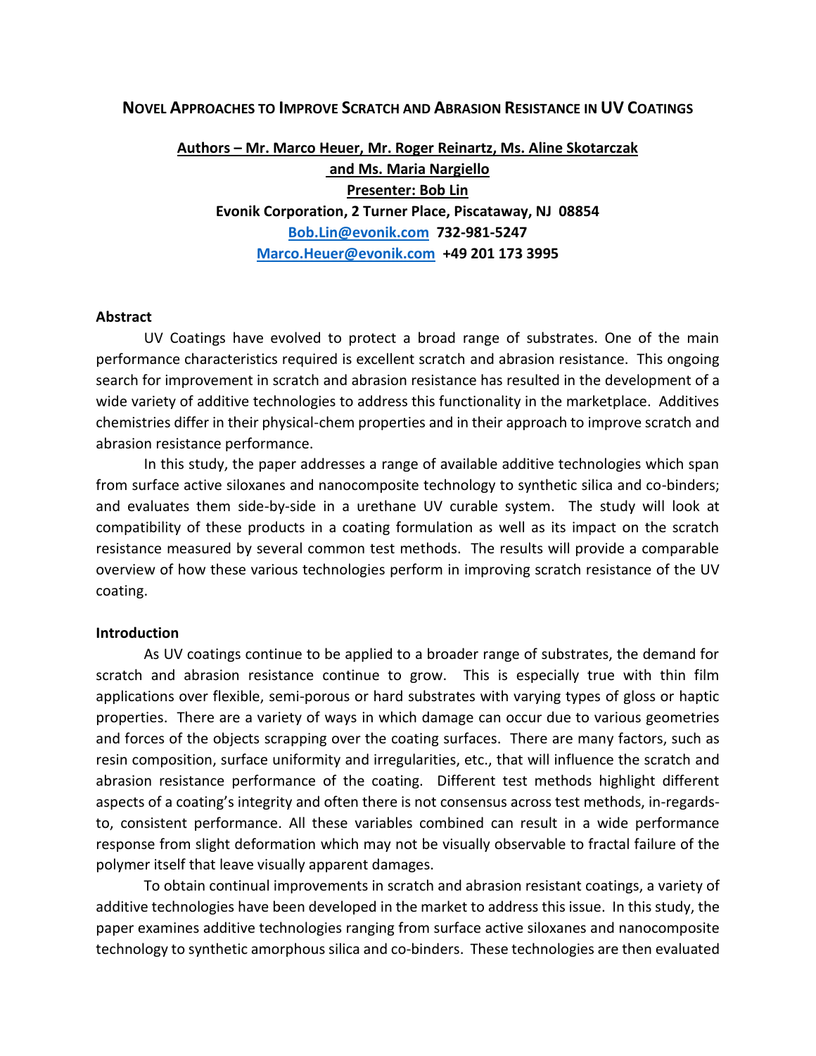# NOVEL APPROACHES TO IMPROVE SCRATCH AND ABRASION RESISTANCE IN UV COATINGS

**Authors – Mr. Marco Heuer, Mr. Roger Reinartz, Ms. Aline Skotarczak and Ms. Maria Nargiello**

**Presenter: Bob Lin**

**Evonik Corporation, 2 Turner Place, Piscataway, NJ 08854**

**Bob.Lin@evonik.com 732-981-5247**

**Marco.Heuer@evonik.com +49 201 173 3995**

## Abstract

UV Coatings have evolved to protect a broad range of substrates. One of the main performance characteristics required is excellent scratch and abrasion resistance. This ongoing search for improvement in scratch and abrasion resistance has resulted in the development of a wide variety of additive technologies to address this functionality in the marketplace. Additives chemistries differ in their physical-chem properties and in their approach to improve scratch and abrasion resistance performance.

In this study, the paper addresses a range of available additive technologies which span from surface active siloxanes and nanocomposite technology to synthetic silica and co-binders; and evaluates them side-by-side in a urethane UV curable system. The study will look at compatibility of these products in a coating formulation as well as its impact on the scratch resistance measured by several common test methods. The results will provide a comparable overview of how these various technologies perform in improving scratch resistance of the UV coating.

## Introduction

As UV coatings continue to be applied to a broader range of substrates, the demand for scratch and abrasion resistance continue to grow. This is especially true with thin film applications over flexible, semi-porous or hard substrates with varying types of gloss or haptic properties. There are a variety of ways in which damage can occur due to various geometries and forces of the objects scrapping over the coating surfaces. There are many factors, such as resin composition, surface uniformity and irregularities, etc., that will influence the scratch and abrasion resistance performance of the coating. Different test methods highlight different aspects of a coating's integrity and often there is not consensus across test methods, in-regards-to, consistent performance. All these variables combined can result in a wide performance response from slight deformation which may not be visually observable to fractal failure of the polymer itself that leave visually apparent damages.

To obtain continual improvements in scratch and abrasion resistant coatings, a variety of additive technologies have been developed in the market to address this issue. In this study, the paper examines additive technologies ranging from surface active siloxanes and nanocomposite technology to synthetic amorphous silica and co-binders. These technologies are then evaluated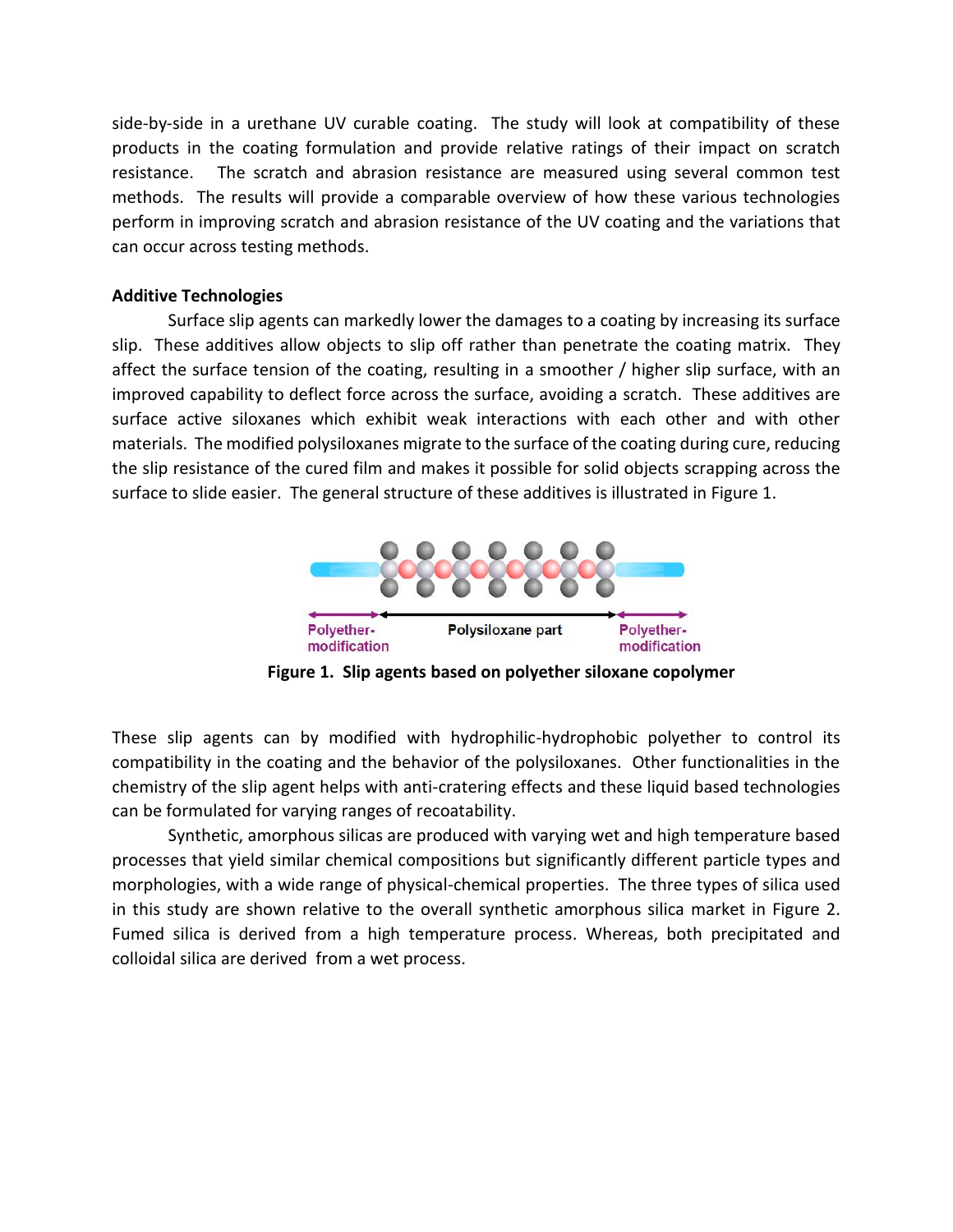side-by-side in a urethane UV curable coating. The study will look at compatibility of these products in the coating formulation and provide relative ratings of their impact on scratch resistance. The scratch and abrasion resistance are measured using several common test methods. The results will provide a comparable overview of how these various technologies perform in improving scratch and abrasion resistance of the UV coating and the variations that can occur across testing methods.

**Additive Technologies**

Surface slip agents can markedly lower the damages to a coating by increasing its surface slip. These additives allow objects to slip off rather than penetrate the coating matrix. They affect the surface tension of the coating, resulting in a smoother / higher slip surface, with an improved capability to deflect force across the surface, avoiding a scratch. These additives are surface active siloxanes which exhibit weak interactions with each other and with other materials. The modified polysiloxanes migrate to the surface of the coating during cure, reducing the slip resistance of the cured film and makes it possible for solid objects scrapping across the surface to slide easier. The general structure of these additives is illustrated in Figure 1.

Polyether-modification | Polysiloxane part | Polyether-modification

**Figure 1. Slip agents based on polyether siloxane copolymer**

These slip agents can by modified with hydrophilic-hydrophobic polyether to control its compatibility in the coating and the behavior of the polysiloxanes. Other functionalities in the chemistry of the slip agent helps with anti-cratering effects and these liquid based technologies can be formulated for varying ranges of recoatability.

Synthetic, amorphous silicas are produced with varying wet and high temperature based processes that yield similar chemical compositions but significantly different particle types and morphologies, with a wide range of physical-chemical properties. The three types of silica used in this study are shown relative to the overall synthetic amorphous silica market in Figure 2. Fumed silica is derived from a high temperature process. Whereas, both precipitated and colloidal silica are derived from a wet process.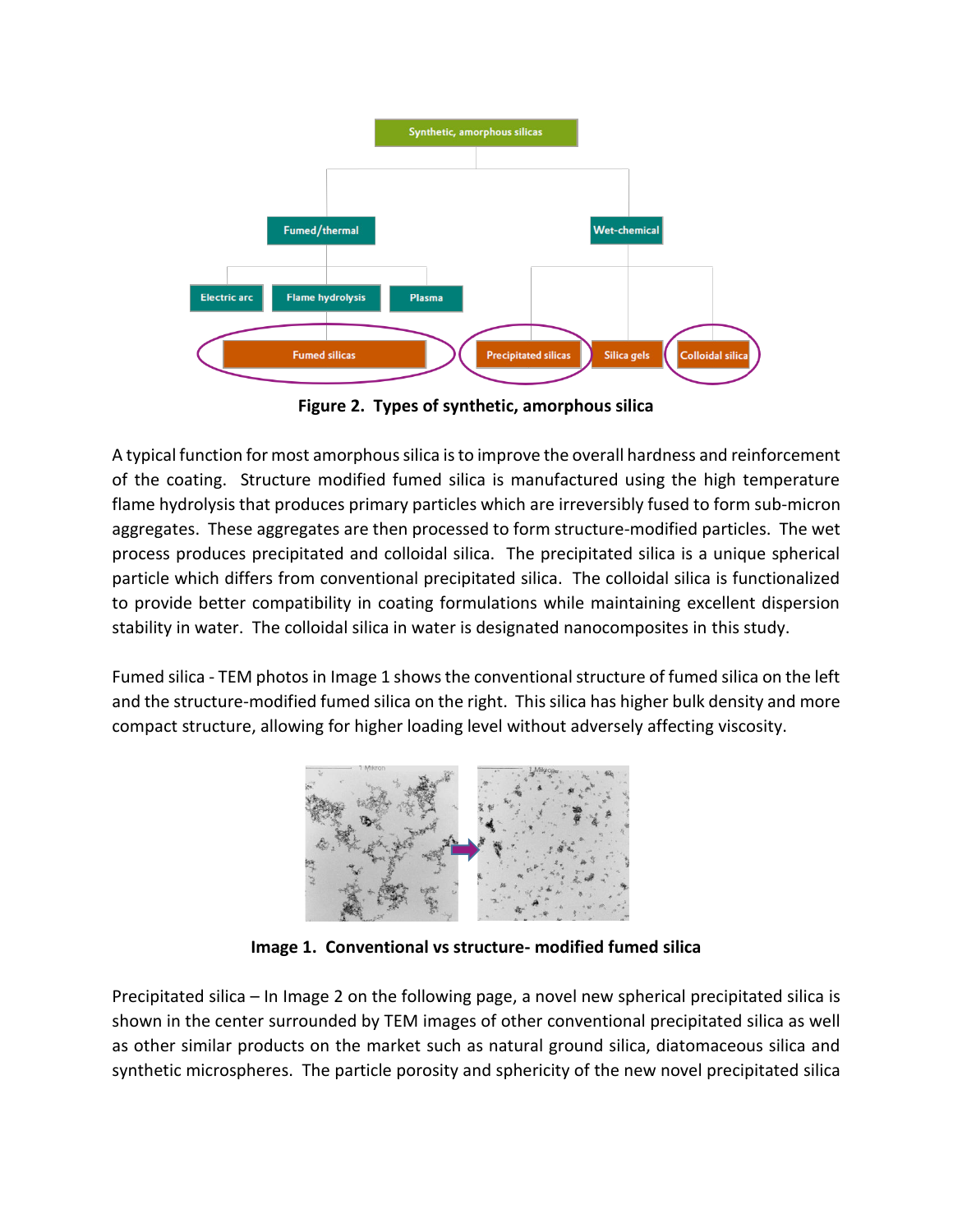Figure 2. Types of synthetic, amorphous silica

A typical function for most amorphous silica is to improve the overall hardness and reinforcement of the coating. Structure modified fumed silica is manufactured using the high temperature flame hydrolysis that produces primary particles which are irreversibly fused to form sub-micron aggregates. These aggregates are then processed to form structure-modified particles. The wet process produces precipitated and colloidal silica. The precipitated silica is a unique spherical particle which differs from conventional precipitated silica. The colloidal silica is functionalized to provide better compatibility in coating formulations while maintaining excellent dispersion stability in water. The colloidal silica in water is designated nanocomposites in this study.

Fumed silica - TEM photos in Image 1 shows the conventional structure of fumed silica on the left and the structure-modified fumed silica on the right. This silica has higher bulk density and more compact structure, allowing for higher loading level without adversely affecting viscosity.

Image 1. Conventional vs structure- modified fumed silica

Precipitated silica – In Image 2 on the following page, a novel new spherical precipitated silica is shown in the center surrounded by TEM images of other conventional precipitated silica as well as other similar products on the market such as natural ground silica, diatomaceous silica and synthetic microspheres. The particle porosity and sphericity of the new novel precipitated silica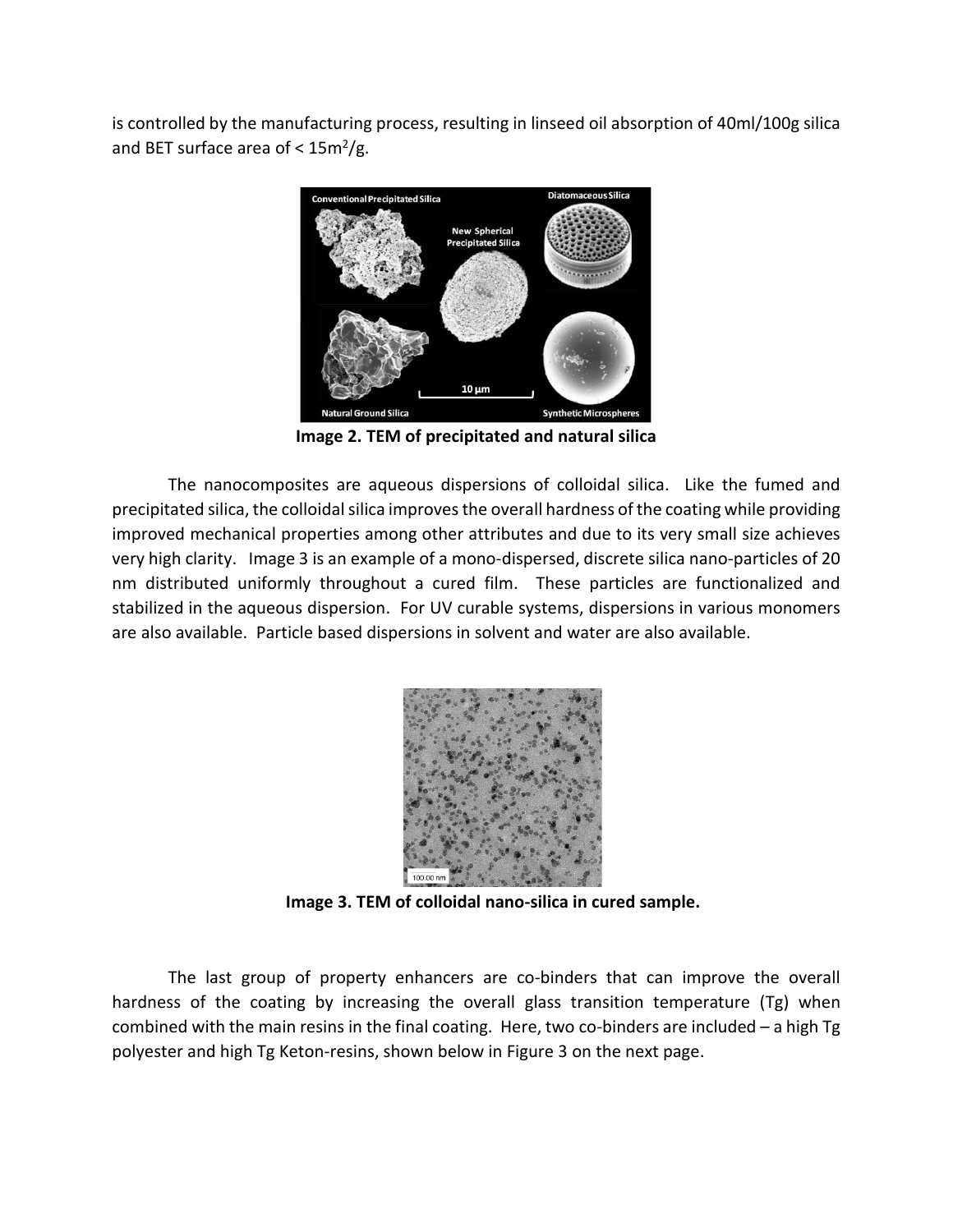is controlled by the manufacturing process, resulting in linseed oil absorption of 40ml/100g silica and BET surface area of < $15m^2/g$.

**Image 2. TEM of precipitated and natural silica**

The nanocomposites are aqueous dispersions of colloidal silica. Like the fumed and precipitated silica, the colloidal silica improves the overall hardness of the coating while providing improved mechanical properties among other attributes and due to its very small size achieves very high clarity. Image 3 is an example of a mono-dispersed, discrete silica nano-particles of 20 nm distributed uniformly throughout a cured film. These particles are functionalized and stabilized in the aqueous dispersion. For UV curable systems, dispersions in various monomers are also available. Particle based dispersions in solvent and water are also available.

**Image 3. TEM of colloidal nano-silica in cured sample.**

The last group of property enhancers are co-binders that can improve the overall hardness of the coating by increasing the overall glass transition temperature (Tg) when combined with the main resins in the final coating. Here, two co-binders are included – a high Tg polyester and high Tg Keton-resins, shown below in Figure 3 on the next page.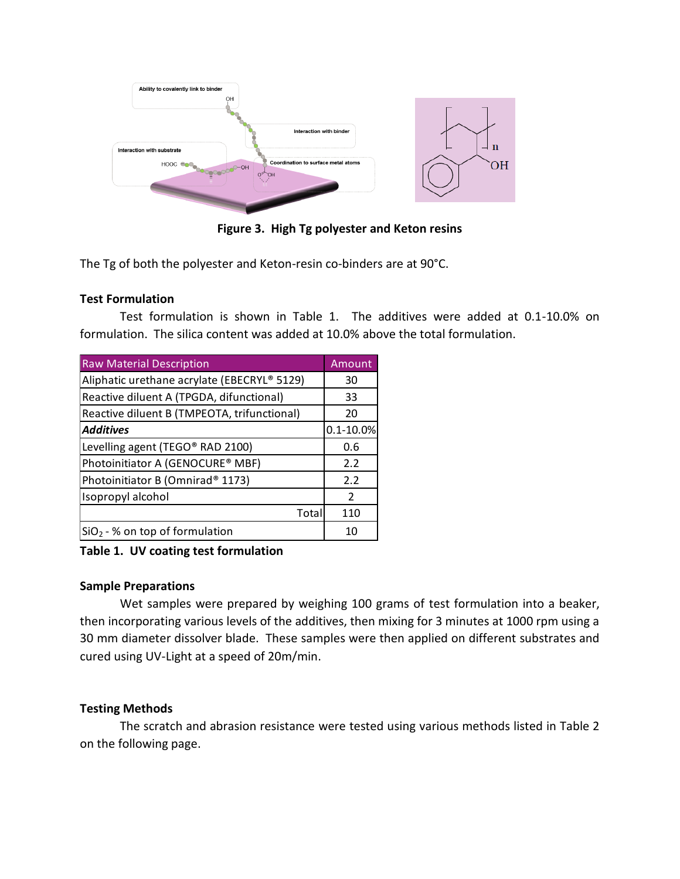**Figure 3. High Tg polyester and Keton resins**

The Tg of both the polyester and Keton-resin co-binders are at 90°C.

**Test Formulation**

Test formulation is shown in Table 1. The additives were added at 0.1-10.0% on formulation. The silica content was added at 10.0% above the total formulation.

| Raw Material Description | Amount |
|---|---|
| Aliphatic urethane acrylate (EBECRYL® 5129) | 30 |
| Reactive diluent A (TPGDA, difunctional) | 33 |
| Reactive diluent B (TMPEOTA, trifunctional) | 20 |
| ***Additives*** | 0.1-10.0% |
| Levelling agent (TEGO® RAD 2100) | 0.6 |
| Photoinitiator A (GENOCURE® MBF) | 2.2 |
| Photoinitiator B (Omnirad® 1173) | 2.2 |
| Isopropyl alcohol | 2 |
| Total | 110 |
| $SiO_2$ - % on top of formulation | 10 |

**Table 1. UV coating test formulation**

**Sample Preparations**

Wet samples were prepared by weighing 100 grams of test formulation into a beaker, then incorporating various levels of the additives, then mixing for 3 minutes at 1000 rpm using a 30 mm diameter dissolver blade. These samples were then applied on different substrates and cured using UV-Light at a speed of 20m/min.

**Testing Methods**

The scratch and abrasion resistance were tested using various methods listed in Table 2 on the following page.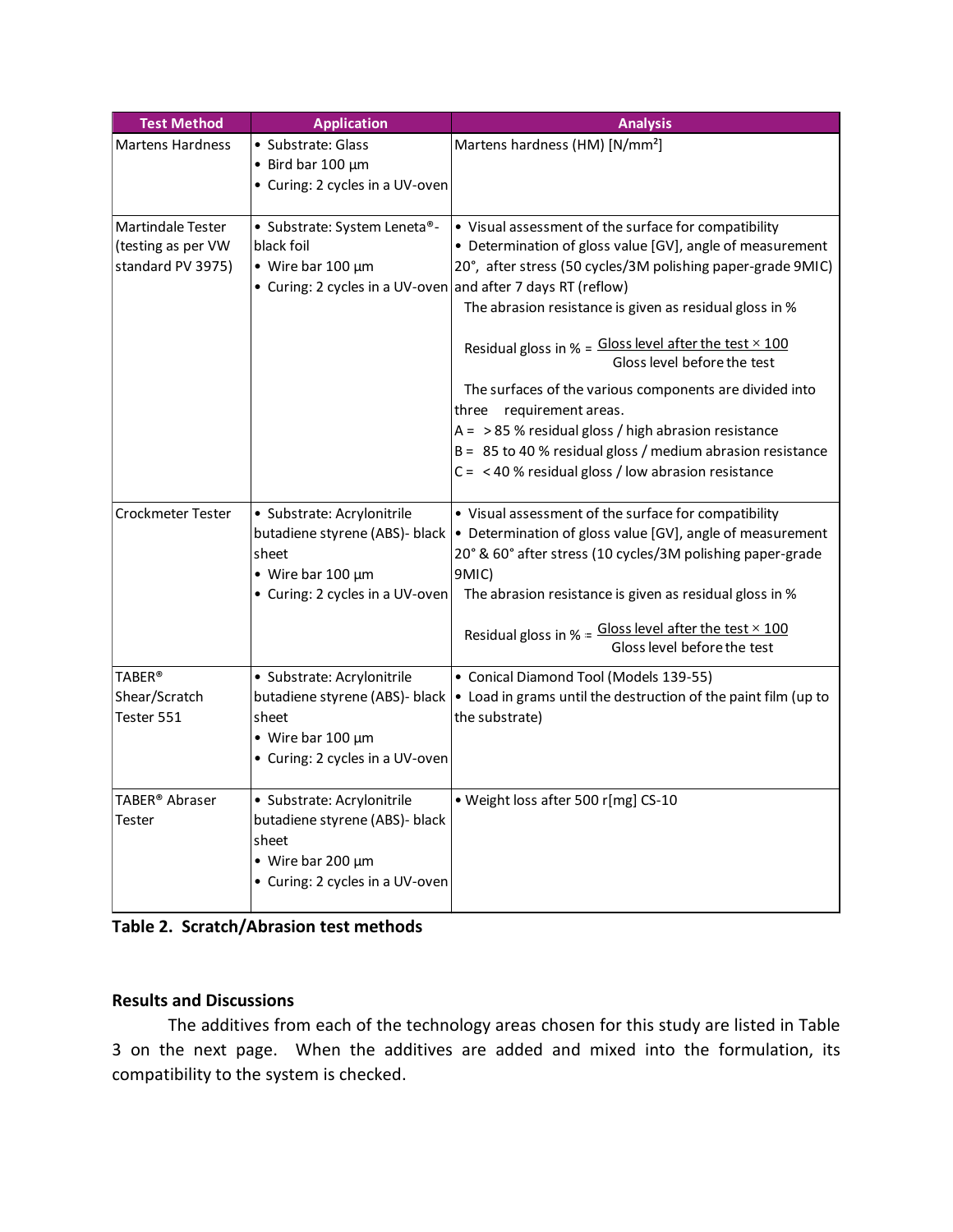| Test Method | Application | Analysis |
| --- | --- | --- |
| Martens Hardness | • Substrate: Glass<br>• Bird bar 100 µm<br>• Curing: 2 cycles in a UV-oven | Martens hardness (HM) [N/mm²] |
| Martindale Tester (testing as per VW standard PV 3975) | • Substrate: System Leneta®-black foil<br>• Wire bar 100 µm<br>• Curing: 2 cycles in a UV-oven | • Visual assessment of the surface for compatibility<br>• Determination of gloss value [GV], angle of measurement 20°, after stress (50 cycles/3M polishing paper-grade 9MIC) and after 7 days RT (reflow)<br>The abrasion resistance is given as residual gloss in %<br>$\text{Residual gloss in \%} = \frac{\text{Gloss level after the test} \times 100}{\text{Gloss level before the test}}$<br>The surfaces of the various components are divided into three requirement areas.<br>A = > 85 % residual gloss / high abrasion resistance<br>B = 85 to 40 % residual gloss / medium abrasion resistance<br>C = < 40 % residual gloss / low abrasion resistance |
| Crockmeter Tester | • Substrate: Acrylonitrile butadiene styrene (ABS)- black sheet<br>• Wire bar 100 µm<br>• Curing: 2 cycles in a UV-oven | • Visual assessment of the surface for compatibility<br>• Determination of gloss value [GV], angle of measurement 20° & 60° after stress (10 cycles/3M polishing paper-grade 9MIC)<br>The abrasion resistance is given as residual gloss in %<br>$\text{Residual gloss in \%} = \frac{\text{Gloss level after the test} \times 100}{\text{Gloss level before the test}}$ |
| TABER® Shear/Scratch Tester 551 | • Substrate: Acrylonitrile butadiene styrene (ABS)- black sheet<br>• Wire bar 100 µm<br>• Curing: 2 cycles in a UV-oven | • Conical Diamond Tool (Models 139-55)<br>• Load in grams until the destruction of the paint film (up to the substrate) |
| TABER® Abraser Tester | • Substrate: Acrylonitrile butadiene styrene (ABS)- black sheet<br>• Wire bar 200 µm<br>• Curing: 2 cycles in a UV-oven | • Weight loss after 500 r[mg] CS-10 |

**Table 2. Scratch/Abrasion test methods**

## Results and Discussions

The additives from each of the technology areas chosen for this study are listed in Table 3 on the next page. When the additives are added and mixed into the formulation, its compatibility to the system is checked.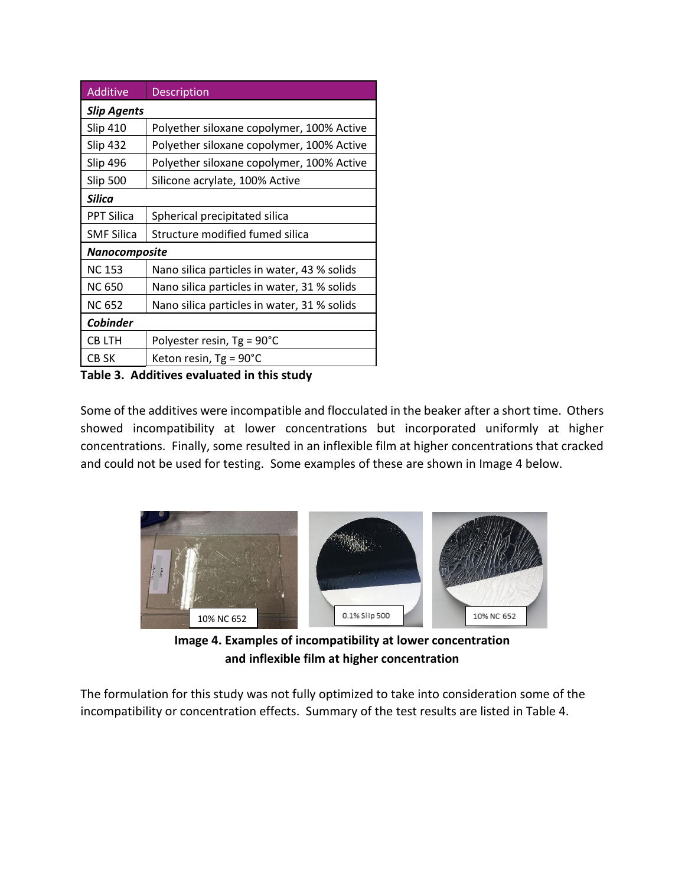| Additive | Description |
|---|---|
| ***Slip Agents*** | |
| Slip 410 | Polyether siloxane copolymer, 100% Active |
| Slip 432 | Polyether siloxane copolymer, 100% Active |
| Slip 496 | Polyether siloxane copolymer, 100% Active |
| Slip 500 | Silicone acrylate, 100% Active |
| ***Silica*** | |
| PPT Silica | Spherical precipitated silica |
| SMF Silica | Structure modified fumed silica |
| ***Nanocomposite*** | |
| NC 153 | Nano silica particles in water, 43 % solids |
| NC 650 | Nano silica particles in water, 31 % solids |
| NC 652 | Nano silica particles in water, 31 % solids |
| ***Cobinder*** | |
| CB LTH | Polyester resin, Tg = 90°C |
| CB SK | Keton resin, Tg = 90°C |

**Table 3. Additives evaluated in this study**

Some of the additives were incompatible and flocculated in the beaker after a short time. Others showed incompatibility at lower concentrations but incorporated uniformly at higher concentrations. Finally, some resulted in an inflexible film at higher concentrations that cracked and could not be used for testing. Some examples of these are shown in Image 4 below.

10% NC 652

0.1% Slip 500

10% NC 652

**Image 4. Examples of incompatibility at lower concentration and inflexible film at higher concentration**

The formulation for this study was not fully optimized to take into consideration some of the incompatibility or concentration effects. Summary of the test results are listed in Table 4.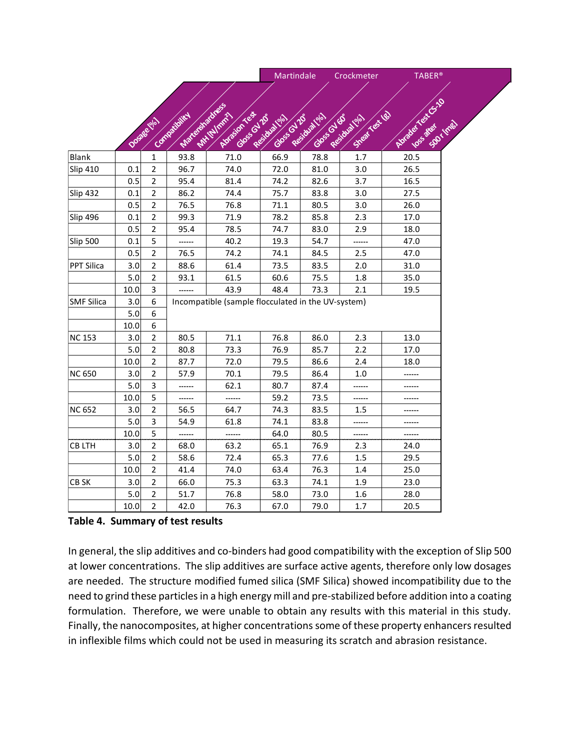| | Dosage [%] | Compatibility | Martenshardness MH [N/mm²] | Martindale Abrasion Test Gloss GV 20° Residual [%] | Crockmeter Gloss GV 20° Residual [%] | Gloss GV 60° Residual [%] | Shear Test (g) | TABER® Abrader Test CS-10 loss after 500 r [mg] |
|---|---|---|---|---|---|---|---|---|
| Blank | | 1 | 93.8 | 71.0 | 66.9 | 78.8 | 1.7 | 20.5 |
| Slip 410 | 0.1 | 2 | 96.7 | 74.0 | 72.0 | 81.0 | 3.0 | 26.5 |
| | 0.5 | 2 | 95.4 | 81.4 | 74.2 | 82.6 | 3.7 | 16.5 |
| Slip 432 | 0.1 | 2 | 86.2 | 74.4 | 75.7 | 83.8 | 3.0 | 27.5 |
| | 0.5 | 2 | 76.5 | 76.8 | 71.1 | 80.5 | 3.0 | 26.0 |
| Slip 496 | 0.1 | 2 | 99.3 | 71.9 | 78.2 | 85.8 | 2.3 | 17.0 |
| | 0.5 | 2 | 95.4 | 78.5 | 74.7 | 83.0 | 2.9 | 18.0 |
| Slip 500 | 0.1 | 5 | ------ | 40.2 | 19.3 | 54.7 | ------ | 47.0 |
| | 0.5 | 2 | 76.5 | 74.2 | 74.1 | 84.5 | 2.5 | 47.0 |
| PPT Silica | 3.0 | 2 | 88.6 | 61.4 | 73.5 | 83.5 | 2.0 | 31.0 |
| | 5.0 | 2 | 93.1 | 61.5 | 60.6 | 75.5 | 1.8 | 35.0 |
| | 10.0 | 3 | ------ | 43.9 | 48.4 | 73.3 | 2.1 | 19.5 |
| SMF Silica | 3.0 | 6 | Incompatible (sample flocculated in the UV-system) | | | | | |
| | 5.0 | 6 | | | | | | |
| | 10.0 | 6 | | | | | | |
| NC 153 | 3.0 | 2 | 80.5 | 71.1 | 76.8 | 86.0 | 2.3 | 13.0 |
| | 5.0 | 2 | 80.8 | 73.3 | 76.9 | 85.7 | 2.2 | 17.0 |
| | 10.0 | 2 | 87.7 | 72.0 | 79.5 | 86.6 | 2.4 | 18.0 |
| NC 650 | 3.0 | 2 | 57.9 | 70.1 | 79.5 | 86.4 | 1.0 | ------ |
| | 5.0 | 3 | ------ | 62.1 | 80.7 | 87.4 | ------ | ------ |
| | 10.0 | 5 | ------ | ------ | 59.2 | 73.5 | ------ | ------ |
| NC 652 | 3.0 | 2 | 56.5 | 64.7 | 74.3 | 83.5 | 1.5 | ------ |
| | 5.0 | 3 | 54.9 | 61.8 | 74.1 | 83.8 | ------ | ------ |
| | 10.0 | 5 | ------ | ------ | 64.0 | 80.5 | ------ | ------ |
| CB LTH | 3.0 | 2 | 68.0 | 63.2 | 65.1 | 76.9 | 2.3 | 24.0 |
| | 5.0 | 2 | 58.6 | 72.4 | 65.3 | 77.6 | 1.5 | 29.5 |
| | 10.0 | 2 | 41.4 | 74.0 | 63.4 | 76.3 | 1.4 | 25.0 |
| CB SK | 3.0 | 2 | 66.0 | 75.3 | 63.3 | 74.1 | 1.9 | 23.0 |
| | 5.0 | 2 | 51.7 | 76.8 | 58.0 | 73.0 | 1.6 | 28.0 |
| | 10.0 | 2 | 42.0 | 76.3 | 67.0 | 79.0 | 1.7 | 20.5 |

**Table 4. Summary of test results**

In general, the slip additives and co-binders had good compatibility with the exception of Slip 500 at lower concentrations. The slip additives are surface active agents, therefore only low dosages are needed. The structure modified fumed silica (SMF Silica) showed incompatibility due to the need to grind these particles in a high energy mill and pre-stabilized before addition into a coating formulation. Therefore, we were unable to obtain any results with this material in this study. Finally, the nanocomposites, at higher concentrations some of these property enhancers resulted in inflexible films which could not be used in measuring its scratch and abrasion resistance.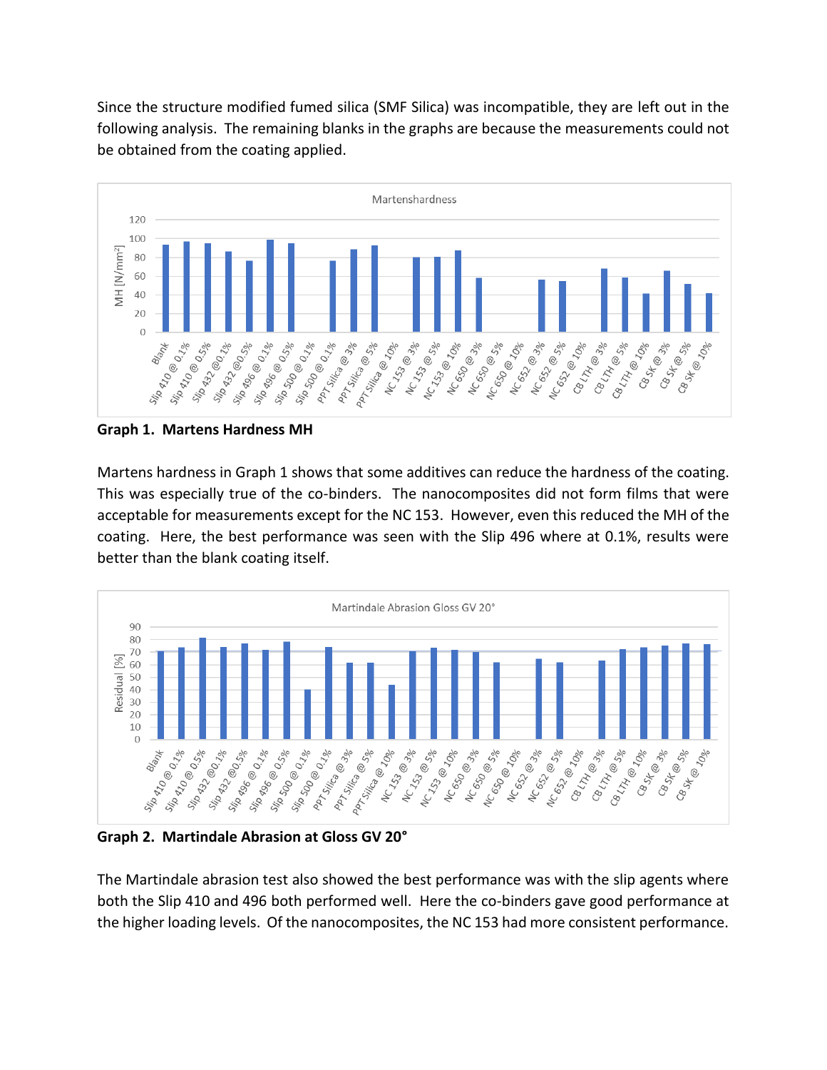Since the structure modified fumed silica (SMF Silica) was incompatible, they are left out in the following analysis. The remaining blanks in the graphs are because the measurements could not be obtained from the coating applied.

**Graph 1. Martens Hardness MH**

Martens hardness in Graph 1 shows that some additives can reduce the hardness of the coating. This was especially true of the co-binders. The nanocomposites did not form films that were acceptable for measurements except for the NC 153. However, even this reduced the MH of the coating. Here, the best performance was seen with the Slip 496 where at 0.1%, results were better than the blank coating itself.

**Graph 2. Martindale Abrasion at Gloss GV 20°**

The Martindale abrasion test also showed the best performance was with the slip agents where both the Slip 410 and 496 both performed well. Here the co-binders gave good performance at the higher loading levels. Of the nanocomposites, the NC 153 had more consistent performance.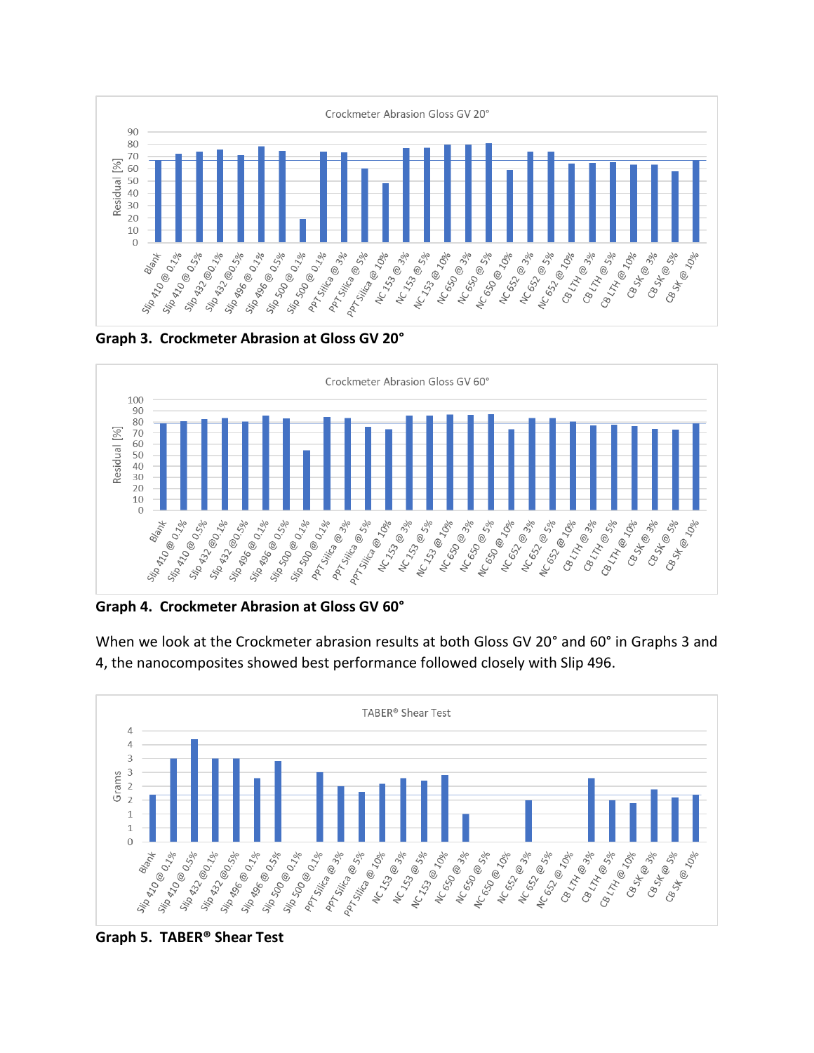**Graph 3. Crockmeter Abrasion at Gloss GV 20°**

**Graph 4. Crockmeter Abrasion at Gloss GV 60°**

When we look at the Crockmeter abrasion results at both Gloss GV 20° and 60° in Graphs 3 and 4, the nanocomposites showed best performance followed closely with Slip 496.

**Graph 5. TABER® Shear Test**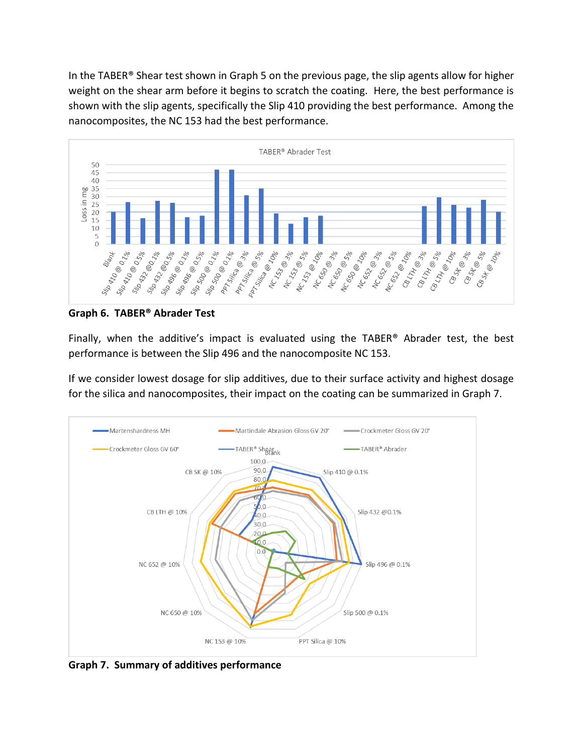In the TABER® Shear test shown in Graph 5 on the previous page, the slip agents allow for higher weight on the shear arm before it begins to scratch the coating. Here, the best performance is shown with the slip agents, specifically the Slip 410 providing the best performance. Among the nanocomposites, the NC 153 had the best performance.

**Graph 6. TABER® Abrader Test**

Finally, when the additive's impact is evaluated using the TABER® Abrader test, the best performance is between the Slip 496 and the nanocomposite NC 153.

If we consider lowest dosage for slip additives, due to their surface activity and highest dosage for the silica and nanocomposites, their impact on the coating can be summarized in Graph 7.

**Graph 7. Summary of additives performance**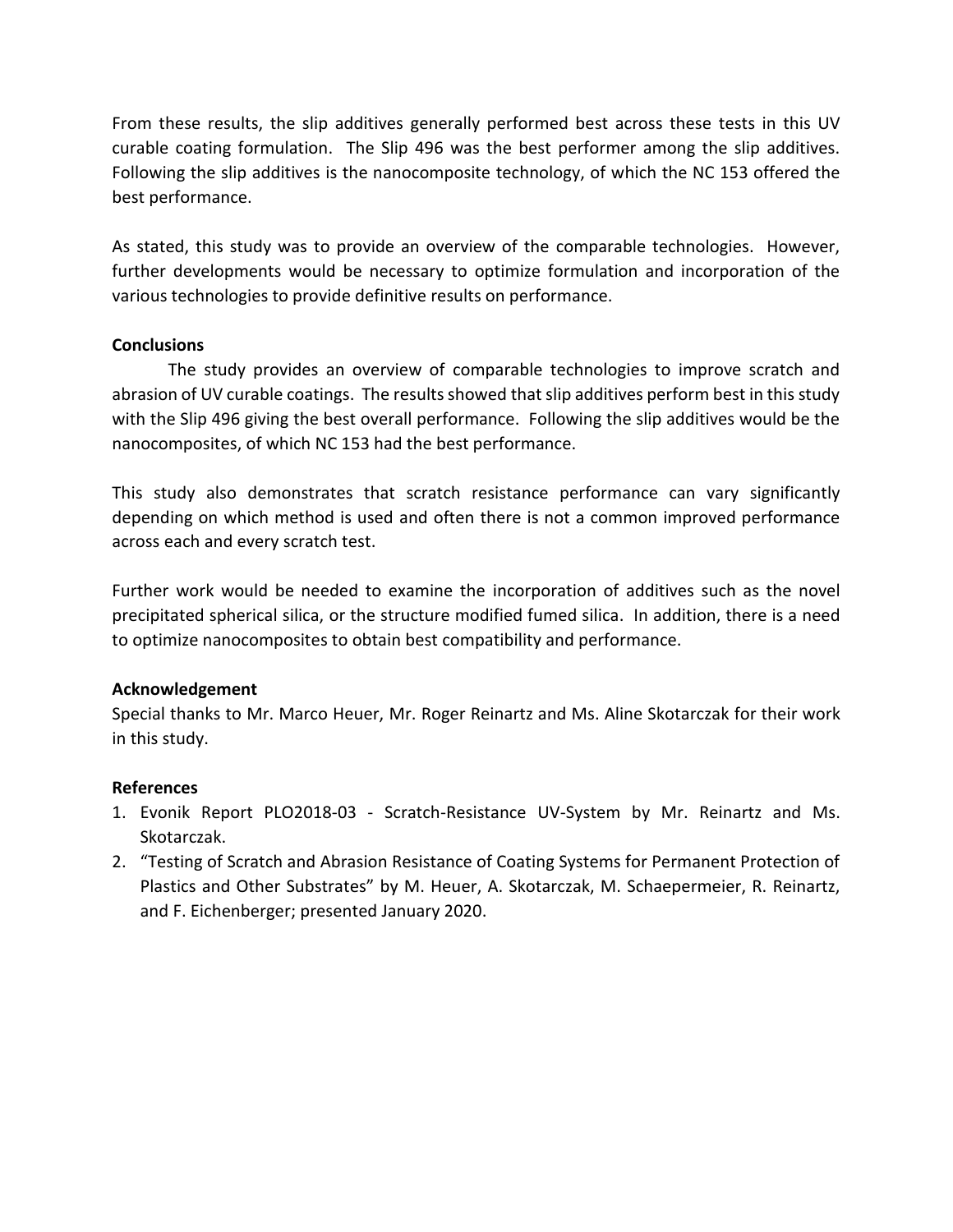From these results, the slip additives generally performed best across these tests in this UV curable coating formulation. The Slip 496 was the best performer among the slip additives. Following the slip additives is the nanocomposite technology, of which the NC 153 offered the best performance.

As stated, this study was to provide an overview of the comparable technologies. However, further developments would be necessary to optimize formulation and incorporation of the various technologies to provide definitive results on performance.

**Conclusions**

The study provides an overview of comparable technologies to improve scratch and abrasion of UV curable coatings. The results showed that slip additives perform best in this study with the Slip 496 giving the best overall performance. Following the slip additives would be the nanocomposites, of which NC 153 had the best performance.

This study also demonstrates that scratch resistance performance can vary significantly depending on which method is used and often there is not a common improved performance across each and every scratch test.

Further work would be needed to examine the incorporation of additives such as the novel precipitated spherical silica, or the structure modified fumed silica. In addition, there is a need to optimize nanocomposites to obtain best compatibility and performance.

**Acknowledgement**

Special thanks to Mr. Marco Heuer, Mr. Roger Reinartz and Ms. Aline Skotarczak for their work in this study.

**References**

1. Evonik Report PLO2018-03 - Scratch-Resistance UV-System by Mr. Reinartz and Ms. Skotarczak.
2. "Testing of Scratch and Abrasion Resistance of Coating Systems for Permanent Protection of Plastics and Other Substrates" by M. Heuer, A. Skotarczak, M. Schaepermeier, R. Reinartz, and F. Eichenberger; presented January 2020.